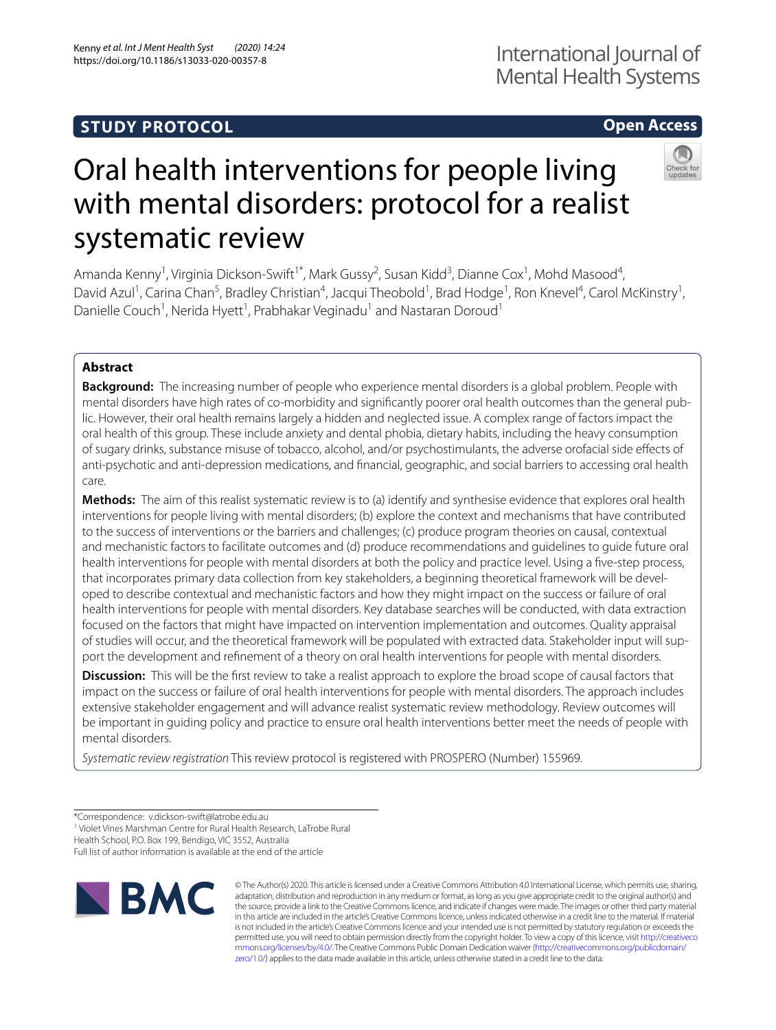**STUDY PROTOCOL** **Open Access**

# Oral health interventions for people living with mental disorders: protocol for a realist systematic review

Amanda Kenny[1], Virginia Dickson-Swift[1*], Mark Gussy[2], Susan Kidd[3], Dianne Cox[1], Mohd Masood[4], David Azul[1], Carina Chan[5], Bradley Christian[4], Jacqui Theobold[1], Brad Hodge[1], Ron Knevel[4], Carol McKinstry[1], Danielle Couch[1], Nerida Hyett[1], Prabhakar Veginadu[1] and Nastaran Doroud[1]

## Abstract

**Background:** The increasing number of people who experience mental disorders is a global problem. People with mental disorders have high rates of co-morbidity and significantly poorer oral health outcomes than the general public. However, their oral health remains largely a hidden and neglected issue. A complex range of factors impact the oral health of this group. These include anxiety and dental phobia, dietary habits, including the heavy consumption of sugary drinks, substance misuse of tobacco, alcohol, and/or psychostimulants, the adverse orofacial side effects of anti-psychotic and anti-depression medications, and financial, geographic, and social barriers to accessing oral health care.

**Methods:** The aim of this realist systematic review is to (a) identify and synthesise evidence that explores oral health interventions for people living with mental disorders; (b) explore the context and mechanisms that have contributed to the success of interventions or the barriers and challenges; (c) produce program theories on causal, contextual and mechanistic factors to facilitate outcomes and (d) produce recommendations and guidelines to guide future oral health interventions for people with mental disorders at both the policy and practice level. Using a five-step process, that incorporates primary data collection from key stakeholders, a beginning theoretical framework will be developed to describe contextual and mechanistic factors and how they might impact on the success or failure of oral health interventions for people with mental disorders. Key database searches will be conducted, with data extraction focused on the factors that might have impacted on intervention implementation and outcomes. Quality appraisal of studies will occur, and the theoretical framework will be populated with extracted data. Stakeholder input will support the development and refinement of a theory on oral health interventions for people with mental disorders.

**Discussion:** This will be the first review to take a realist approach to explore the broad scope of causal factors that impact on the success or failure of oral health interventions for people with mental disorders. The approach includes extensive stakeholder engagement and will advance realist systematic review methodology. Review outcomes will be important in guiding policy and practice to ensure oral health interventions better meet the needs of people with mental disorders.

*Systematic review registration* This review protocol is registered with PROSPERO (Number) 155969.

---

*Correspondence: v.dickson-swift@latrobe.edu.au
[1] Violet Vines Marshman Centre for Rural Health Research, LaTrobe Rural Health School, P.O. Box 199, Bendigo, VIC 3552, Australia
Full list of author information is available at the end of the article

© The Author(s) 2020. This article is licensed under a Creative Commons Attribution 4.0 International License, which permits use, sharing, adaptation, distribution and reproduction in any medium or format, as long as you give appropriate credit to the original author(s) and the source, provide a link to the Creative Commons licence, and indicate if changes were made. The images or other third party material in this article are included in the article's Creative Commons licence, unless indicated otherwise in a credit line to the material. If material is not included in the article's Creative Commons licence and your intended use is not permitted by statutory regulation or exceeds the permitted use, you will need to obtain permission directly from the copyright holder. To view a copy of this licence, visit http://creativecommons.org/licenses/by/4.0/. The Creative Commons Public Domain Dedication waiver (http://creativecommons.org/publicdomain/zero/1.0/) applies to the data made available in this article, unless otherwise stated in a credit line to the data.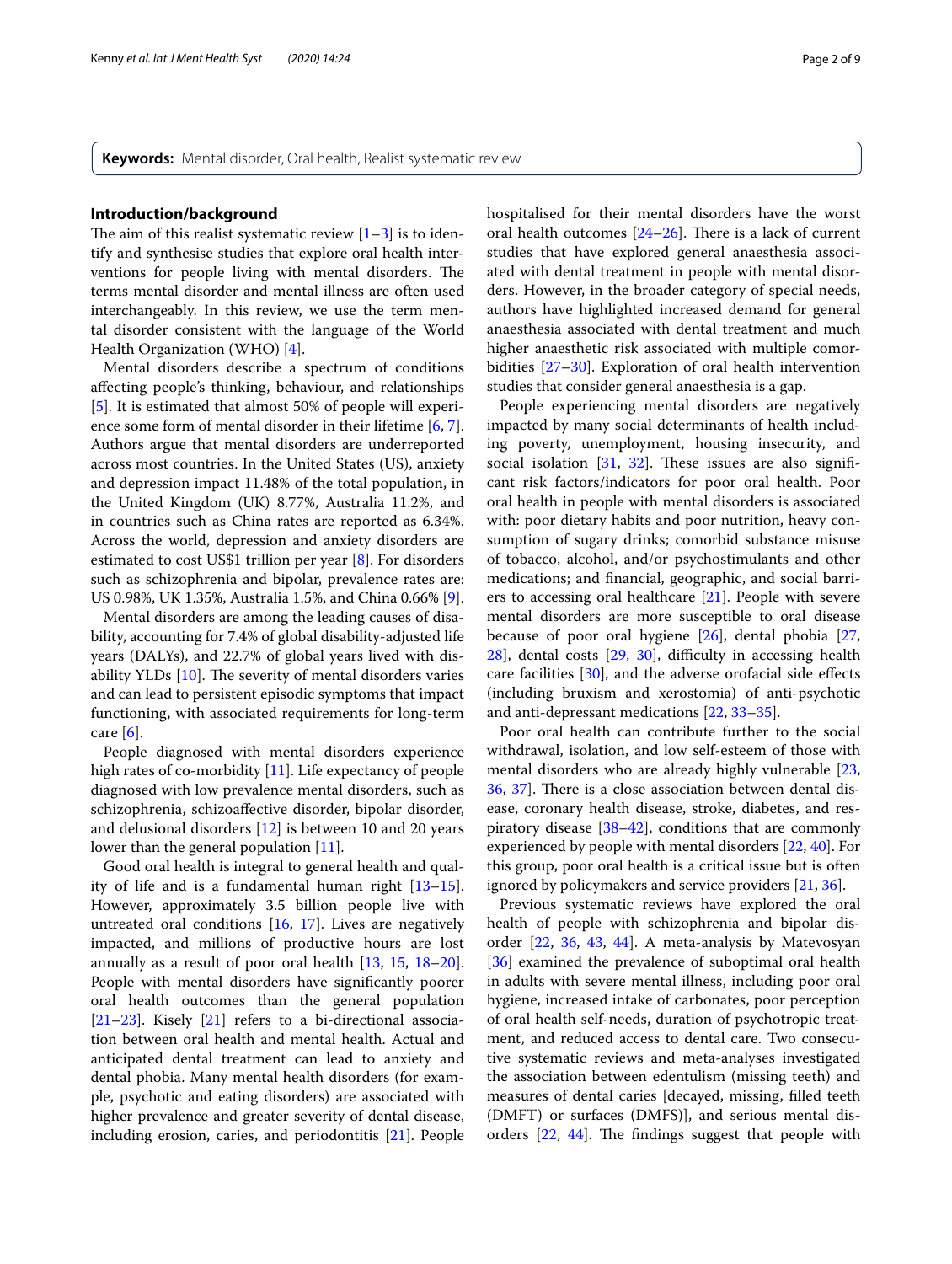**Keywords:** Mental disorder, Oral health, Realist systematic review

## Introduction/background

The aim of this realist systematic review [1–3] is to identify and synthesise studies that explore oral health interventions for people living with mental disorders. The terms mental disorder and mental illness are often used interchangeably. In this review, we use the term mental disorder consistent with the language of the World Health Organization (WHO) [4].

Mental disorders describe a spectrum of conditions affecting people's thinking, behaviour, and relationships [5]. It is estimated that almost 50% of people will experience some form of mental disorder in their lifetime [6, 7]. Authors argue that mental disorders are underreported across most countries. In the United States (US), anxiety and depression impact 11.48% of the total population, in the United Kingdom (UK) 8.77%, Australia 11.2%, and in countries such as China rates are reported as 6.34%. Across the world, depression and anxiety disorders are estimated to cost US$1 trillion per year [8]. For disorders such as schizophrenia and bipolar, prevalence rates are: US 0.98%, UK 1.35%, Australia 1.5%, and China 0.66% [9].

Mental disorders are among the leading causes of disability, accounting for 7.4% of global disability-adjusted life years (DALYs), and 22.7% of global years lived with disability YLDs [10]. The severity of mental disorders varies and can lead to persistent episodic symptoms that impact functioning, with associated requirements for long-term care [6].

People diagnosed with mental disorders experience high rates of co-morbidity [11]. Life expectancy of people diagnosed with low prevalence mental disorders, such as schizophrenia, schizoaffective disorder, bipolar disorder, and delusional disorders [12] is between 10 and 20 years lower than the general population [11].

Good oral health is integral to general health and quality of life and is a fundamental human right [13–15]. However, approximately 3.5 billion people live with untreated oral conditions [16, 17]. Lives are negatively impacted, and millions of productive hours are lost annually as a result of poor oral health [13, 15, 18–20]. People with mental disorders have significantly poorer oral health outcomes than the general population [21–23]. Kisely [21] refers to a bi-directional association between oral health and mental health. Actual and anticipated dental treatment can lead to anxiety and dental phobia. Many mental health disorders (for example, psychotic and eating disorders) are associated with higher prevalence and greater severity of dental disease, including erosion, caries, and periodontitis [21]. People hospitalised for their mental disorders have the worst oral health outcomes [24–26]. There is a lack of current studies that have explored general anaesthesia associated with dental treatment in people with mental disorders. However, in the broader category of special needs, authors have highlighted increased demand for general anaesthesia associated with dental treatment and much higher anaesthetic risk associated with multiple comorbidities [27–30]. Exploration of oral health intervention studies that consider general anaesthesia is a gap.

People experiencing mental disorders are negatively impacted by many social determinants of health including poverty, unemployment, housing insecurity, and social isolation [31, 32]. These issues are also significant risk factors/indicators for poor oral health. Poor oral health in people with mental disorders is associated with: poor dietary habits and poor nutrition, heavy consumption of sugary drinks; comorbid substance misuse of tobacco, alcohol, and/or psychostimulants and other medications; and financial, geographic, and social barriers to accessing oral healthcare [21]. People with severe mental disorders are more susceptible to oral disease because of poor oral hygiene [26], dental phobia [27, 28], dental costs [29, 30], difficulty in accessing health care facilities [30], and the adverse orofacial side effects (including bruxism and xerostomia) of anti-psychotic and anti-depressant medications [22, 33–35].

Poor oral health can contribute further to the social withdrawal, isolation, and low self-esteem of those with mental disorders who are already highly vulnerable [23, 36, 37]. There is a close association between dental disease, coronary health disease, stroke, diabetes, and respiratory disease [38–42], conditions that are commonly experienced by people with mental disorders [22, 40]. For this group, poor oral health is a critical issue but is often ignored by policymakers and service providers [21, 36].

Previous systematic reviews have explored the oral health of people with schizophrenia and bipolar disorder [22, 36, 43, 44]. A meta-analysis by Matevosyan [36] examined the prevalence of suboptimal oral health in adults with severe mental illness, including poor oral hygiene, increased intake of carbonates, poor perception of oral health self-needs, duration of psychotropic treatment, and reduced access to dental care. Two consecutive systematic reviews and meta-analyses investigated the association between edentulism (missing teeth) and measures of dental caries [decayed, missing, filled teeth (DMFT) or surfaces (DMFS)], and serious mental disorders [22, 44]. The findings suggest that people with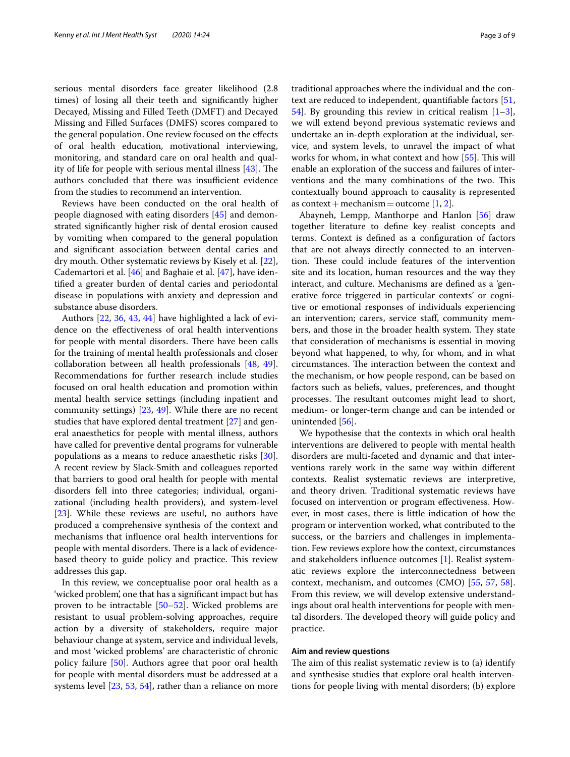serious mental disorders face greater likelihood (2.8 times) of losing all their teeth and significantly higher Decayed, Missing and Filled Teeth (DMFT) and Decayed Missing and Filled Surfaces (DMFS) scores compared to the general population. One review focused on the effects of oral health education, motivational interviewing, monitoring, and standard care on oral health and quality of life for people with serious mental illness [43]. The authors concluded that there was insufficient evidence from the studies to recommend an intervention.

Reviews have been conducted on the oral health of people diagnosed with eating disorders [45] and demonstrated significantly higher risk of dental erosion caused by vomiting when compared to the general population and significant association between dental caries and dry mouth. Other systematic reviews by Kisely et al. [22], Cademartori et al. [46] and Baghaie et al. [47], have identified a greater burden of dental caries and periodontal disease in populations with anxiety and depression and substance abuse disorders.

Authors [22, 36, 43, 44] have highlighted a lack of evidence on the effectiveness of oral health interventions for people with mental disorders. There have been calls for the training of mental health professionals and closer collaboration between all health professionals [48, 49]. Recommendations for further research include studies focused on oral health education and promotion within mental health service settings (including inpatient and community settings) [23, 49]. While there are no recent studies that have explored dental treatment [27] and general anaesthetics for people with mental illness, authors have called for preventive dental programs for vulnerable populations as a means to reduce anaesthetic risks [30]. A recent review by Slack-Smith and colleagues reported that barriers to good oral health for people with mental disorders fell into three categories; individual, organizational (including health providers), and system-level [23]. While these reviews are useful, no authors have produced a comprehensive synthesis of the context and mechanisms that influence oral health interventions for people with mental disorders. There is a lack of evidence-based theory to guide policy and practice. This review addresses this gap.

In this review, we conceptualise poor oral health as a 'wicked problem', one that has a significant impact but has proven to be intractable [50–52]. Wicked problems are resistant to usual problem-solving approaches, require action by a diversity of stakeholders, require major behaviour change at system, service and individual levels, and most 'wicked problems' are characteristic of chronic policy failure [50]. Authors agree that poor oral health for people with mental disorders must be addressed at a systems level [23, 53, 54], rather than a reliance on more traditional approaches where the individual and the context are reduced to independent, quantifiable factors [51, 54]. By grounding this review in critical realism [1–3], we will extend beyond previous systematic reviews and undertake an in-depth exploration at the individual, service, and system levels, to unravel the impact of what works for whom, in what context and how [55]. This will enable an exploration of the success and failures of interventions and the many combinations of the two. This contextually bound approach to causality is represented as context + mechanism = outcome [1, 2].

Abayneh, Lempp, Manthorpe and Hanlon [56] draw together literature to define key realist concepts and terms. Context is defined as a configuration of factors that are not always directly connected to an intervention. These could include features of the intervention site and its location, human resources and the way they interact, and culture. Mechanisms are defined as a 'generative force triggered in particular contexts' or cognitive or emotional responses of individuals experiencing an intervention; carers, service staff, community members, and those in the broader health system. They state that consideration of mechanisms is essential in moving beyond what happened, to why, for whom, and in what circumstances. The interaction between the context and the mechanism, or how people respond, can be based on factors such as beliefs, values, preferences, and thought processes. The resultant outcomes might lead to short, medium- or longer-term change and can be intended or unintended [56].

We hypothesise that the contexts in which oral health interventions are delivered to people with mental health disorders are multi-faceted and dynamic and that interventions rarely work in the same way within different contexts. Realist systematic reviews are interpretive, and theory driven. Traditional systematic reviews have focused on intervention or program effectiveness. However, in most cases, there is little indication of how the program or intervention worked, what contributed to the success, or the barriers and challenges in implementation. Few reviews explore how the context, circumstances and stakeholders influence outcomes [1]. Realist systematic reviews explore the interconnectedness between context, mechanism, and outcomes (CMO) [55, 57, 58]. From this review, we will develop extensive understandings about oral health interventions for people with mental disorders. The developed theory will guide policy and practice.

## Aim and review questions

The aim of this realist systematic review is to (a) identify and synthesise studies that explore oral health interventions for people living with mental disorders; (b) explore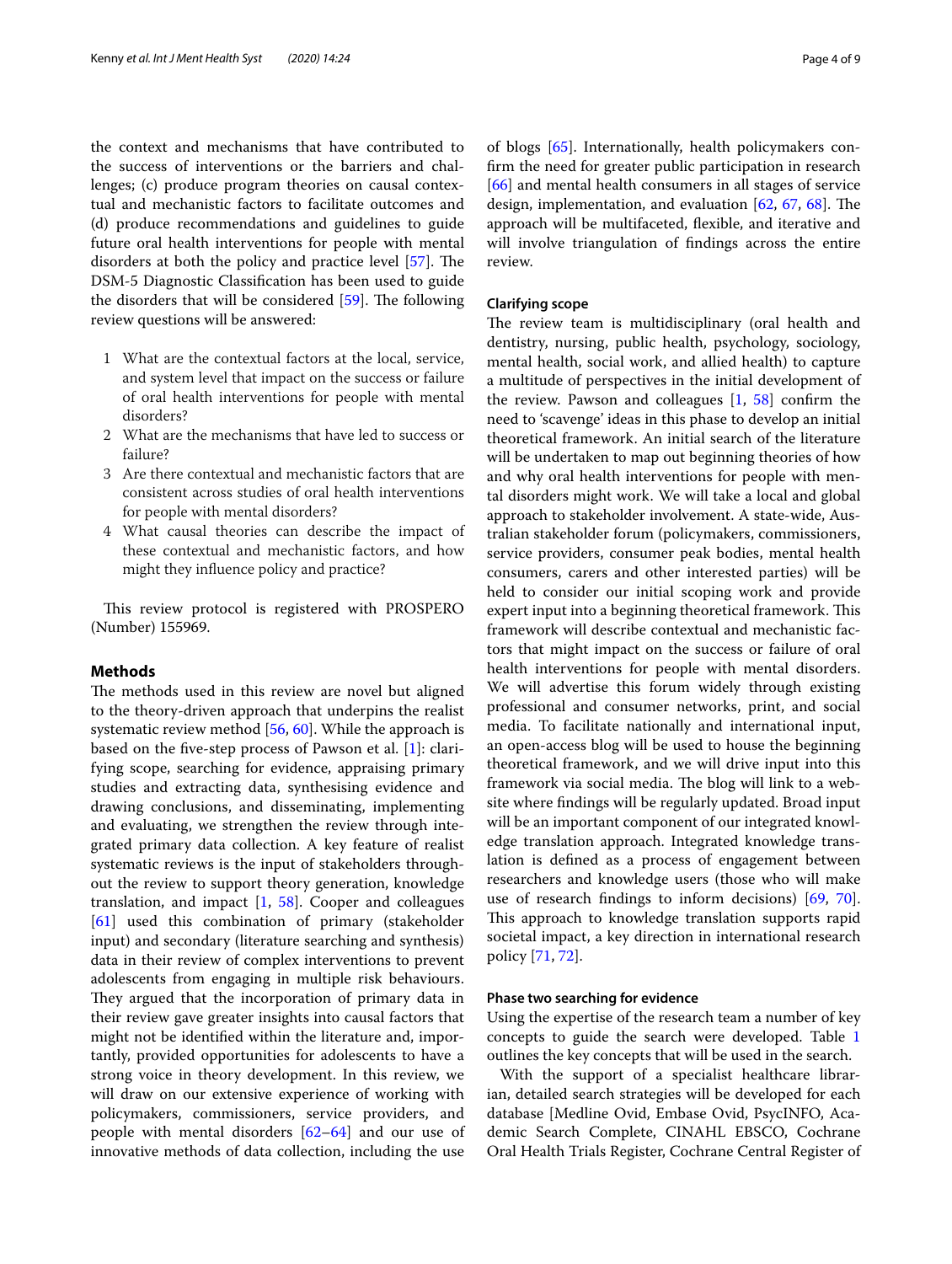the context and mechanisms that have contributed to the success of interventions or the barriers and challenges; (c) produce program theories on causal contextual and mechanistic factors to facilitate outcomes and (d) produce recommendations and guidelines to guide future oral health interventions for people with mental disorders at both the policy and practice level [57]. The DSM-5 Diagnostic Classification has been used to guide the disorders that will be considered [59]. The following review questions will be answered:

1. What are the contextual factors at the local, service, and system level that impact on the success or failure of oral health interventions for people with mental disorders?
2. What are the mechanisms that have led to success or failure?
3. Are there contextual and mechanistic factors that are consistent across studies of oral health interventions for people with mental disorders?
4. What causal theories can describe the impact of these contextual and mechanistic factors, and how might they influence policy and practice?

This review protocol is registered with PROSPERO (Number) 155969.

## Methods

The methods used in this review are novel but aligned to the theory-driven approach that underpins the realist systematic review method [56, 60]. While the approach is based on the five-step process of Pawson et al. [1]: clarifying scope, searching for evidence, appraising primary studies and extracting data, synthesising evidence and drawing conclusions, and disseminating, implementing and evaluating, we strengthen the review through integrated primary data collection. A key feature of realist systematic reviews is the input of stakeholders throughout the review to support theory generation, knowledge translation, and impact [1, 58]. Cooper and colleagues [61] used this combination of primary (stakeholder input) and secondary (literature searching and synthesis) data in their review of complex interventions to prevent adolescents from engaging in multiple risk behaviours. They argued that the incorporation of primary data in their review gave greater insights into causal factors that might not be identified within the literature and, importantly, provided opportunities for adolescents to have a strong voice in theory development. In this review, we will draw on our extensive experience of working with policymakers, commissioners, service providers, and people with mental disorders [62–64] and our use of innovative methods of data collection, including the use of blogs [65]. Internationally, health policymakers confirm the need for greater public participation in research [66] and mental health consumers in all stages of service design, implementation, and evaluation [62, 67, 68]. The approach will be multifaceted, flexible, and iterative and will involve triangulation of findings across the entire review.

### Clarifying scope

The review team is multidisciplinary (oral health and dentistry, nursing, public health, psychology, sociology, mental health, social work, and allied health) to capture a multitude of perspectives in the initial development of the review. Pawson and colleagues [1, 58] confirm the need to 'scavenge' ideas in this phase to develop an initial theoretical framework. An initial search of the literature will be undertaken to map out beginning theories of how and why oral health interventions for people with mental disorders might work. We will take a local and global approach to stakeholder involvement. A state-wide, Australian stakeholder forum (policymakers, commissioners, service providers, consumer peak bodies, mental health consumers, carers and other interested parties) will be held to consider our initial scoping work and provide expert input into a beginning theoretical framework. This framework will describe contextual and mechanistic factors that might impact on the success or failure of oral health interventions for people with mental disorders. We will advertise this forum widely through existing professional and consumer networks, print, and social media. To facilitate nationally and international input, an open-access blog will be used to house the beginning theoretical framework, and we will drive input into this framework via social media. The blog will link to a website where findings will be regularly updated. Broad input will be an important component of our integrated knowledge translation approach. Integrated knowledge translation is defined as a process of engagement between researchers and knowledge users (those who will make use of research findings to inform decisions) [69, 70]. This approach to knowledge translation supports rapid societal impact, a key direction in international research policy [71, 72].

### Phase two searching for evidence

Using the expertise of the research team a number of key concepts to guide the search were developed. Table 1 outlines the key concepts that will be used in the search.

With the support of a specialist healthcare librarian, detailed search strategies will be developed for each database [Medline Ovid, Embase Ovid, PsycINFO, Academic Search Complete, CINAHL EBSCO, Cochrane Oral Health Trials Register, Cochrane Central Register of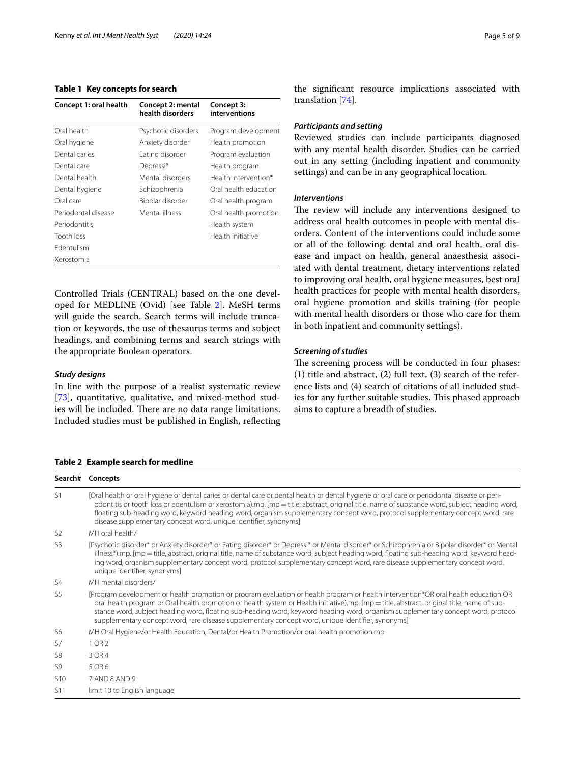**Table 1 Key concepts for search**

| Concept 1: oral health | Concept 2: mental health disorders | Concept 3: interventions |
|---|---|---|
| Oral health | Psychotic disorders | Program development |
| Oral hygiene | Anxiety disorder | Health promotion |
| Dental caries | Eating disorder | Program evaluation |
| Dental care | Depressi* | Health program |
| Dental health | Mental disorders | Health intervention* |
| Dental hygiene | Schizophrenia | Oral health education |
| Oral care | Bipolar disorder | Oral health program |
| Periodontal disease | Mental illness | Oral health promotion |
| Periodontitis | | Health system |
| Tooth loss | | Health initiative |
| Edentulism | | |
| Xerostomia | | |

Controlled Trials (CENTRAL) based on the one developed for MEDLINE (Ovid) [see Table 2]. MeSH terms will guide the search. Search terms will include truncation or keywords, the use of thesaurus terms and subject headings, and combining terms and search strings with the appropriate Boolean operators.

### *Study designs*

In line with the purpose of a realist systematic review [73], quantitative, qualitative, and mixed-method studies will be included. There are no data range limitations. Included studies must be published in English, reflecting the significant resource implications associated with translation [74].

### *Participants and setting*

Reviewed studies can include participants diagnosed with any mental health disorder. Studies can be carried out in any setting (including inpatient and community settings) and can be in any geographical location.

### *Interventions*

The review will include any interventions designed to address oral health outcomes in people with mental disorders. Content of the interventions could include some or all of the following: dental and oral health, oral disease and impact on health, general anaesthesia associated with dental treatment, dietary interventions related to improving oral health, oral hygiene measures, best oral health practices for people with mental health disorders, oral hygiene promotion and skills training (for people with mental health disorders or those who care for them in both inpatient and community settings).

### *Screening of studies*

The screening process will be conducted in four phases: (1) title and abstract, (2) full text, (3) search of the reference lists and (4) search of citations of all included studies for any further suitable studies. This phased approach aims to capture a breadth of studies.

**Table 2 Example search for medline**

| Search# | Concepts |
|---|---|
| S1 | [Oral health or oral hygiene or dental caries or dental care or dental health or dental hygiene or oral care or periodontal disease or periodontitis or tooth loss or edentulism or xerostomia).mp. [mp = title, abstract, original title, name of substance word, subject heading word, floating sub-heading word, keyword heading word, organism supplementary concept word, protocol supplementary concept word, rare disease supplementary concept word, unique identifier, synonyms] |
| S2 | MH oral health/ |
| S3 | [Psychotic disorder* or Anxiety disorder* or Eating disorder* or Depressi* or Mental disorder* or Schizophrenia or Bipolar disorder* or Mental illness*).mp. [mp = title, abstract, original title, name of substance word, subject heading word, floating sub-heading word, keyword heading word, organism supplementary concept word, protocol supplementary concept word, rare disease supplementary concept word, unique identifier, synonyms] |
| S4 | MH mental disorders/ |
| S5 | [Program development or health promotion or program evaluation or health program or health intervention*OR oral health education OR oral health program or Oral health promotion or health system or Health initiative).mp. [mp = title, abstract, original title, name of substance word, subject heading word, floating sub-heading word, keyword heading word, organism supplementary concept word, protocol supplementary concept word, rare disease supplementary concept word, unique identifier, synonyms] |
| S6 | MH Oral Hygiene/or Health Education, Dental/or Health Promotion/or oral health promotion.mp |
| S7 | 1 OR 2 |
| S8 | 3 OR 4 |
| S9 | 5 OR 6 |
| S10 | 7 AND 8 AND 9 |
| S11 | limit 10 to English language |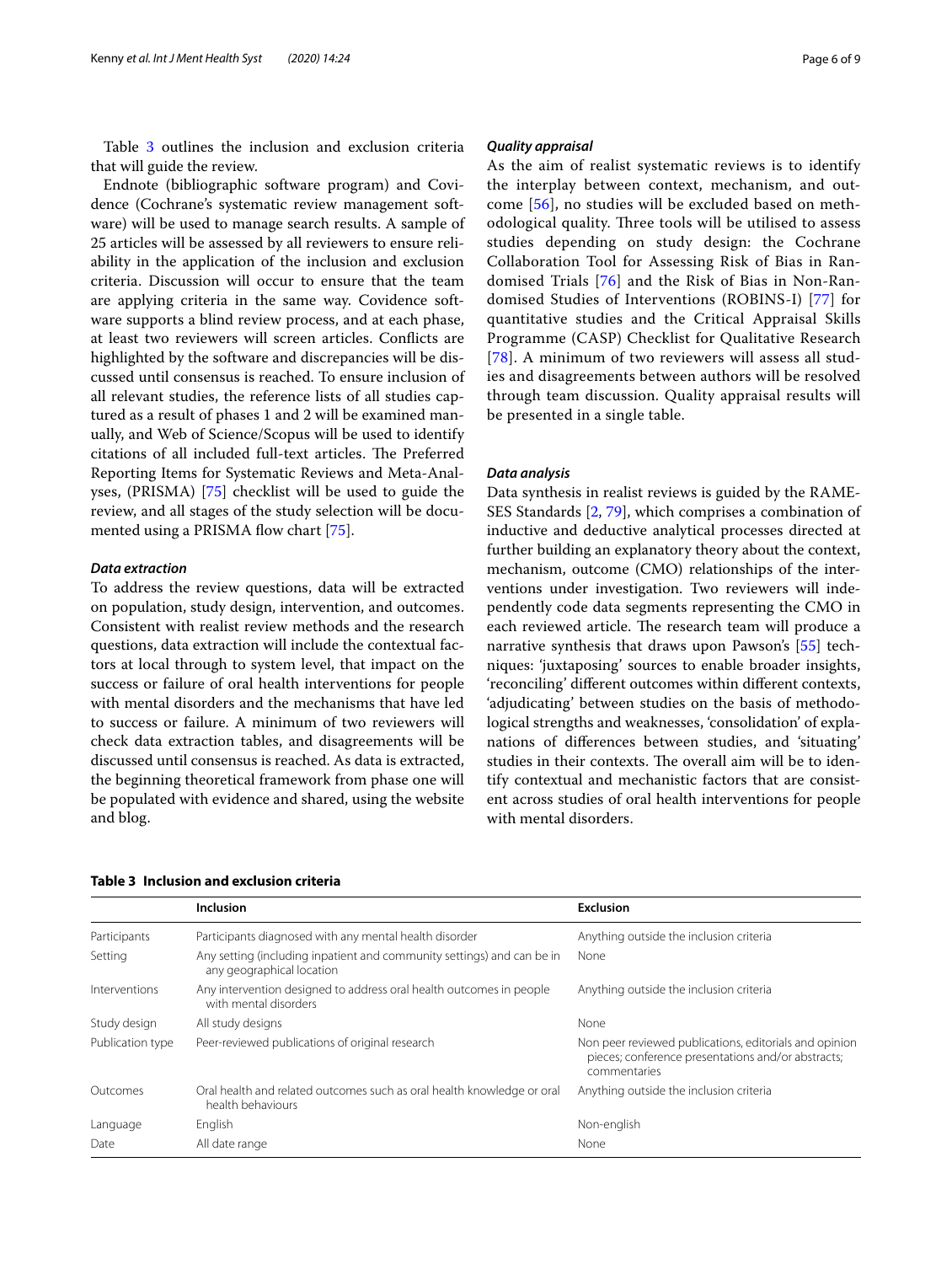Table 3 outlines the inclusion and exclusion criteria that will guide the review.

Endnote (bibliographic software program) and Covidence (Cochrane's systematic review management software) will be used to manage search results. A sample of 25 articles will be assessed by all reviewers to ensure reliability in the application of the inclusion and exclusion criteria. Discussion will occur to ensure that the team are applying criteria in the same way. Covidence software supports a blind review process, and at each phase, at least two reviewers will screen articles. Conflicts are highlighted by the software and discrepancies will be discussed until consensus is reached. To ensure inclusion of all relevant studies, the reference lists of all studies captured as a result of phases 1 and 2 will be examined manually, and Web of Science/Scopus will be used to identify citations of all included full-text articles. The Preferred Reporting Items for Systematic Reviews and Meta-Analyses, (PRISMA) [75] checklist will be used to guide the review, and all stages of the study selection will be documented using a PRISMA flow chart [75].

### *Data extraction*

To address the review questions, data will be extracted on population, study design, intervention, and outcomes. Consistent with realist review methods and the research questions, data extraction will include the contextual factors at local through to system level, that impact on the success or failure of oral health interventions for people with mental disorders and the mechanisms that have led to success or failure. A minimum of two reviewers will check data extraction tables, and disagreements will be discussed until consensus is reached. As data is extracted, the beginning theoretical framework from phase one will be populated with evidence and shared, using the website and blog.

### *Quality appraisal*

As the aim of realist systematic reviews is to identify the interplay between context, mechanism, and outcome [56], no studies will be excluded based on methodological quality. Three tools will be utilised to assess studies depending on study design: the Cochrane Collaboration Tool for Assessing Risk of Bias in Randomised Trials [76] and the Risk of Bias in Non-Randomised Studies of Interventions (ROBINS-I) [77] for quantitative studies and the Critical Appraisal Skills Programme (CASP) Checklist for Qualitative Research [78]. A minimum of two reviewers will assess all studies and disagreements between authors will be resolved through team discussion. Quality appraisal results will be presented in a single table.

### *Data analysis*

Data synthesis in realist reviews is guided by the RAMESES Standards [2, 79], which comprises a combination of inductive and deductive analytical processes directed at further building an explanatory theory about the context, mechanism, outcome (CMO) relationships of the interventions under investigation. Two reviewers will independently code data segments representing the CMO in each reviewed article. The research team will produce a narrative synthesis that draws upon Pawson's [55] techniques: 'juxtaposing' sources to enable broader insights, 'reconciling' different outcomes within different contexts, 'adjudicating' between studies on the basis of methodological strengths and weaknesses, 'consolidation' of explanations of differences between studies, and 'situating' studies in their contexts. The overall aim will be to identify contextual and mechanistic factors that are consistent across studies of oral health interventions for people with mental disorders.

**Table 3 Inclusion and exclusion criteria**

| | Inclusion | Exclusion |
|---|---|---|
| Participants | Participants diagnosed with any mental health disorder | Anything outside the inclusion criteria |
| Setting | Any setting (including inpatient and community settings) and can be in any geographical location | None |
| Interventions | Any intervention designed to address oral health outcomes in people with mental disorders | Anything outside the inclusion criteria |
| Study design | All study designs | None |
| Publication type | Peer-reviewed publications of original research | Non peer reviewed publications, editorials and opinion pieces; conference presentations and/or abstracts; commentaries |
| Outcomes | Oral health and related outcomes such as oral health knowledge or oral health behaviours | Anything outside the inclusion criteria |
| Language | English | Non-english |
| Date | All date range | None |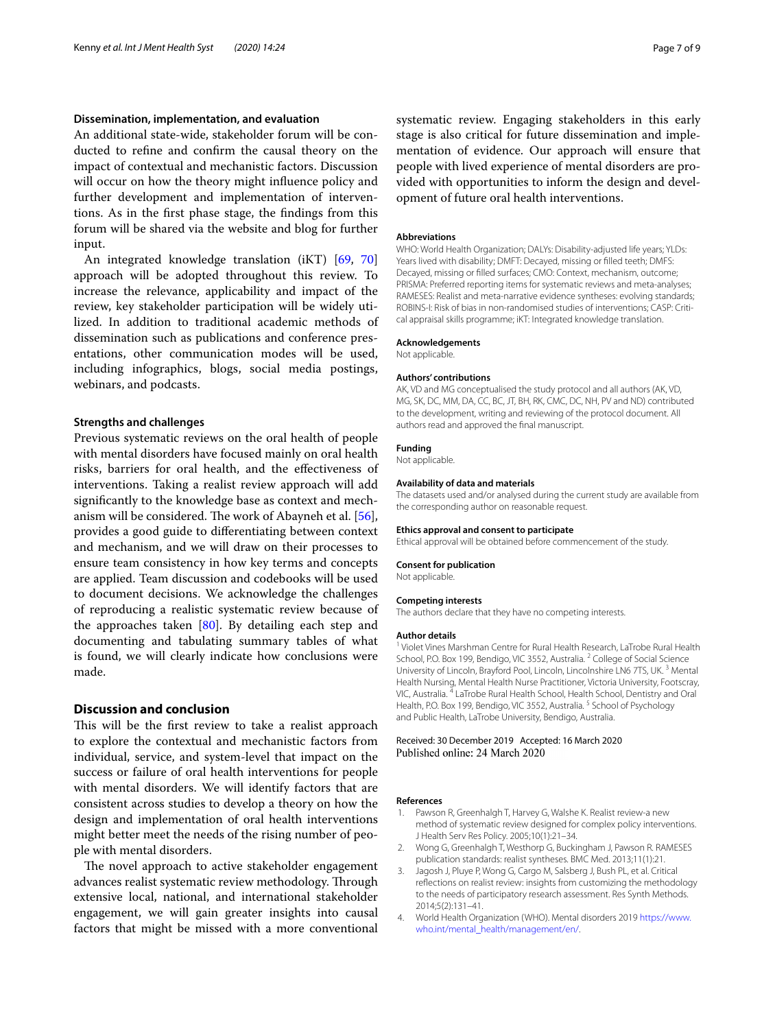### Dissemination, implementation, and evaluation

An additional state-wide, stakeholder forum will be conducted to refine and confirm the causal theory on the impact of contextual and mechanistic factors. Discussion will occur on how the theory might influence policy and further development and implementation of interventions. As in the first phase stage, the findings from this forum will be shared via the website and blog for further input.

An integrated knowledge translation (iKT) [69, 70] approach will be adopted throughout this review. To increase the relevance, applicability and impact of the review, key stakeholder participation will be widely utilized. In addition to traditional academic methods of dissemination such as publications and conference presentations, other communication modes will be used, including infographics, blogs, social media postings, webinars, and podcasts.

### Strengths and challenges

Previous systematic reviews on the oral health of people with mental disorders have focused mainly on oral health risks, barriers for oral health, and the effectiveness of interventions. Taking a realist review approach will add significantly to the knowledge base as context and mechanism will be considered. The work of Abayneh et al. [56], provides a good guide to differentiating between context and mechanism, and we will draw on their processes to ensure team consistency in how key terms and concepts are applied. Team discussion and codebooks will be used to document decisions. We acknowledge the challenges of reproducing a realistic systematic review because of the approaches taken [80]. By detailing each step and documenting and tabulating summary tables of what is found, we will clearly indicate how conclusions were made.

## Discussion and conclusion

This will be the first review to take a realist approach to explore the contextual and mechanistic factors from individual, service, and system-level that impact on the success or failure of oral health interventions for people with mental disorders. We will identify factors that are consistent across studies to develop a theory on how the design and implementation of oral health interventions might better meet the needs of the rising number of people with mental disorders.

The novel approach to active stakeholder engagement advances realist systematic review methodology. Through extensive local, national, and international stakeholder engagement, we will gain greater insights into causal factors that might be missed with a more conventional systematic review. Engaging stakeholders in this early stage is also critical for future dissemination and implementation of evidence. Our approach will ensure that people with lived experience of mental disorders are provided with opportunities to inform the design and development of future oral health interventions.

#### Abbreviations

WHO: World Health Organization; DALYs: Disability-adjusted life years; YLDs: Years lived with disability; DMFT: Decayed, missing or filled teeth; DMFS: Decayed, missing or filled surfaces; CMO: Context, mechanism, outcome; PRISMA: Preferred reporting items for systematic reviews and meta-analyses; RAMESES: Realist and meta-narrative evidence syntheses: evolving standards; ROBINS-I: Risk of bias in non-randomised studies of interventions; CASP: Critical appraisal skills programme; iKT: Integrated knowledge translation.

#### Acknowledgements

Not applicable.

#### Authors' contributions

AK, VD and MG conceptualised the study protocol and all authors (AK, VD, MG, SK, DC, MM, DA, CC, BC, JT, BH, RK, CMC, DC, NH, PV and ND) contributed to the development, writing and reviewing of the protocol document. All authors read and approved the final manuscript.

#### Funding

Not applicable.

#### Availability of data and materials

The datasets used and/or analysed during the current study are available from the corresponding author on reasonable request.

#### Ethics approval and consent to participate

Ethical approval will be obtained before commencement of the study.

#### Consent for publication

Not applicable.

#### Competing interests

The authors declare that they have no competing interests.

#### Author details

[1] Violet Vines Marshman Centre for Rural Health Research, LaTrobe Rural Health School, P.O. Box 199, Bendigo, VIC 3552, Australia. [2] College of Social Science University of Lincoln, Brayford Pool, Lincoln, Lincolnshire LN6 7TS, UK. [3] Mental Health Nursing, Mental Health Nurse Practitioner, Victoria University, Footscray, VIC, Australia. [4] LaTrobe Rural Health School, Health School, Dentistry and Oral Health, P.O. Box 199, Bendigo, VIC 3552, Australia. [5] School of Psychology and Public Health, LaTrobe University, Bendigo, Australia.

Received: 30 December 2019 Accepted: 16 March 2020
Published online: 24 March 2020

#### References

1. Pawson R, Greenhalgh T, Harvey G, Walshe K. Realist review-a new method of systematic review designed for complex policy interventions. J Health Serv Res Policy. 2005;10(1):21–34.
2. Wong G, Greenhalgh T, Westhorp G, Buckingham J, Pawson R. RAMESES publication standards: realist syntheses. BMC Med. 2013;11(1):21.
3. Jagosh J, Pluye P, Wong G, Cargo M, Salsberg J, Bush PL, et al. Critical reflections on realist review: insights from customizing the methodology to the needs of participatory research assessment. Res Synth Methods. 2014;5(2):131–41.
4. World Health Organization (WHO). Mental disorders 2019 https://www.who.int/mental_health/management/en/.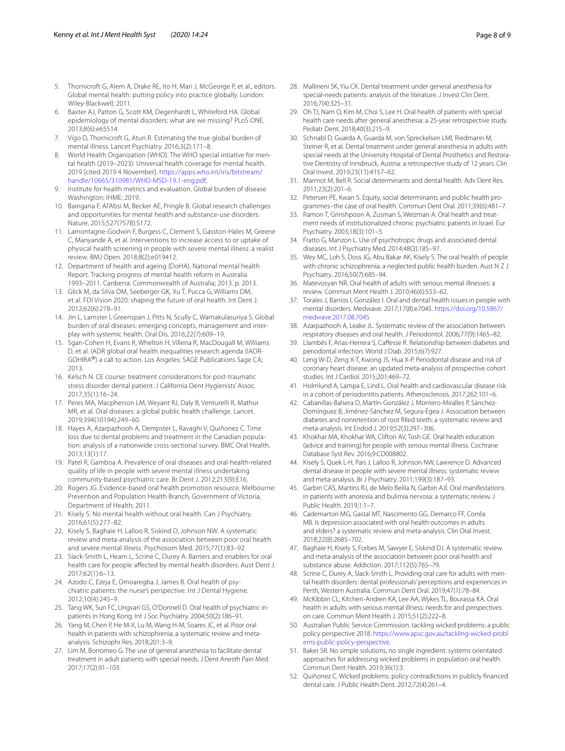5. Thornicroft G, Alem A, Drake RE, Ito H, Mari J, McGeorge P, et al., editors. Global mental health: putting policy into practice globally. London: Wiley-Blackwell; 2011.
6. Baxter AJ, Patton G, Scott KM, Degenhardt L, Whiteford HA. Global epidemiology of mental disorders: what are we missing? PLoS ONE. 2013;8(6):e65514.
7. Vigo D, Thornicroft G, Atun R. Estimating the true global burden of mental illness. Lancet Psychiatry. 2016;3(2):171–8.
8. World Health Organization (WHO). The WHO special intiative for mental health (2019–2023): Universal health coverage for mental health. 2019 [cited 2019 4 November]. https://apps.who.int/iris/bitstream/handle/10665/310981/WHO-MSD-19.1-eng.pdf.
9. Institute for health metrics and evaluation. Global burden of disease Washington: IHME; 2019.
10. Baingana F, Al'Absi M, Becker AE, Pringle B. Global research challenges and opportunities for mental health and substance-use disorders. Nature. 2015;527(7578):S172.
11. Lamontagne-Godwin F, Burgess C, Clement S, Gasston-Hales M, Greene C, Manyande A, et al. Interventions to increase access to or uptake of physical health screening in people with severe mental illness: a realist review. BMJ Open. 2018;8(2):e019412.
12. Department of health and ageing (DoHA). National mental health Report. Tracking progress of mental health reform in Australia 1993–2011. Canberra: Commonwealth of Australia; 2013. p. 2013.
13. Glick M, da Silva OM, Seeberger GK, Xu T, Pucca G, Williams DM, et al. FDI Vision 2020: shaping the future of oral health. Int Dent J. 2012;62(6):278–91.
14. Jin L, Lamster I, Greenspan J, Pitts N, Scully C, Warnakulasuriya S. Global burden of oral diseases: emerging concepts, management and interplay with systemic health. Oral Dis. 2016;22(7):609–19.
15. Sgan-Cohen H, Evans R, Whelton H, Villena R, MacDougall M, Williams D, et al. IADR global oral health inequalities research agenda (IADR-GOHIRA®) a call to action. Los Angeles: SAGE Publications Sage CA; 2013.
16. Kelsch N. CE course: treatment considerations for post-traumatic stress disorder dental patient. J California Dent Hygienists' Assoc. 2017;35(1):16–24.
17. Peres MA, Macpherson LM, Weyant RJ, Daly B, Venturelli R, Mathur MR, et al. Oral diseases: a global public health challenge. Lancet. 2019;394(10194):249–60.
18. Hayes A, Azarpazhooh A, Dempster L, Ravaghi V, Quiñonez C. Time loss due to dental problems and treatment in the Canadian population: analysis of a nationwide cross-sectional survey. BMC Oral Health. 2013;13(1):17.
19. Patel R, Gamboa A. Prevalence of oral diseases and oral-health-related quality of life in people with severe mental illness undertaking community-based psychiatric care. Br Dent J. 2012;213(9):E16.
20. Rogers JG. Evidence-based oral health promotion resource. Melbourne: Prevention and Population Health Branch, Government of Victoria, Department of Health; 2011.
21. Kisely S. No mental health without oral health. Can J Psychiatry. 2016;61(5):277–82.
22. Kisely S, Baghaie H, Lalloo R, Siskind D, Johnson NW. A systematic review and meta-analysis of the association between poor oral health and severe mental illness. Psychosom Med. 2015;77(1):83–92.
23. Slack-Smith L, Hearn L, Scrine C, Durey A. Barriers and enablers for oral health care for people affected by mental health disorders. Aust Dent J. 2017;62(1):6–13.
24. Azodo C, Ezeja E, Omoaregba J, James B. Oral health of psychiatric patients: the nurse's perspective. Int J Dental Hygiene. 2012;10(4):245–9.
25. Tang WK, Sun FC, Ungvari GS, O'Donnell D. Oral health of psychiatric in-patients in Hong Kong. Int J Soc Psychiatry. 2004;50(2):186–91.
26. Yang M, Chen P, He M-X, Lu M, Wang H-M, Soares JC, et al. Poor oral health in patients with schizophrenia: a systematic review and meta-analysis. Schizophr Res. 2018;201:3–9.
27. Lim M, Borromeo G. The use of general anesthesia to facilitate dental treatment in adult patients with special needs. J Dent Anesth Pain Med. 2017;17(2):91–103.
28. Mallineni SK, Yiu CK. Dental treatment under general anesthesia for special-needs patients: analysis of the literature. J Invest Clin Dent. 2016;7(4):325–31.
29. Oh TJ, Nam O, Kim M, Choi S, Lee H. Oral health of patients with special health care needs after general anesthesia: a 25-year retrospective study. Pediatr Dent. 2018;40(3):215–9.
30. Schnabl D, Guarda A, Guarda M, von Spreckelsen LMI, Riedmann M, Steiner R, et al. Dental treatment under general anesthesia in adults with special needs at the University Hospital of Dental Prosthetics and Restorative Dentistry of Innsbruck, Austria: a retrospective study of 12 years. Clin Oral Invest. 2019;23(11):4157–62.
31. Marmot M, Bell R. Social determinants and dental health. Adv Dent Res. 2011;23(2):201–6.
32. Petersen PE, Kwan S. Equity, social determinants and public health programmes–the case of oral health. Commun Dent Oral. 2011;39(6):481–7.
33. Ramon T, Grinshpoon A, Zusman S, Weizman A. Oral health and treatment needs of institutionalized chronic psychiatric patients in Israel. Eur Psychiatry. 2003;18(3):101–5.
34. Fratto G, Manzon L. Use of psychotropic drugs and associated dental diseases. Int J Psychiatry Med. 2014;48(3):185–97.
35. Wey MC, Loh S, Doss JG, Abu Bakar AK, Kisely S. The oral health of people with chronic schizophrenia: a neglected public health burden. Aust N Z J Psychiatry. 2016;50(7):685–94.
36. Matevosyan NR. Oral health of adults with serious mental illnesses: a review. Commun Ment Health J. 2010;46(6):553–62.
37. Torales J, Barrios I, González I. Oral and dental health issues in people with mental disorders. Medwave. 2017;17(8):e7045. https://doi.org/10.5867/medwave.2017.08.7045
38. Azarpazhooh A, Leake JL. Systematic review of the association between respiratory diseases and oral health. J Periodontol. 2006;77(9):1465–82.
39. Llambés F, Arias-Herrera S, Caffesse R. Relationship between diabetes and periodontal infection. World J Diab. 2015;6(7):927.
40. Leng W-D, Zeng X-T, Kwong JS, Hua X-P. Periodontal disease and risk of coronary heart disease: an updated meta-analysis of prospective cohort studies. Int J Cardiol. 2015;201:469–72.
41. Holmlund A, Lampa E, Lind L. Oral health and cardiovascular disease risk in a cohort of periodontitis patients. Atherosclerosis. 2017;262:101–6.
42. Cabanillas-Balsera D, Martín-González J, Montero-Miralles P, Sánchez-Domínguez B, Jiménez-Sánchez M, Segura-Egea J. Association between diabetes and nonretention of root filled teeth: a systematic review and meta-analysis. Int Endod J. 2019;52(3):297–306.
43. Khokhar MA, Khokhar WA, Clifton AV, Tosh GE. Oral health education (advice and training) for people with serious mental illness. Cochrane Database Syst Rev. 2016;9:CD008802.
44. Kisely S, Quek L-H, Pais J, Lalloo R, Johnson NW, Lawrence D. Advanced dental disease in people with severe mental illness: systematic review and meta-analysis. Br J Psychiatry. 2011;199(3):187–93.
45. Garbin CAS, Martins RJ, de Melo Belila N, Garbin AJÍ. Oral manifestations in patients with anorexia and bulimia nervosa: a systematic review. J Public Health. 2019;1:1–7.
46. Cademartori MG, Gastal MT, Nascimento GG, Demarco FF, Corrêa MB. Is depression associated with oral health outcomes in adults and elders? a systematic review and meta-analysis. Clin Oral Invest. 2018;22(8):2685–702.
47. Baghaie H, Kisely S, Forbes M, Sawyer E, Siskind DJ. A systematic review and meta-analysis of the association between poor oral health and substance abuse. Addiction. 2017;112(5):765–79.
48. Scrine C, Durey A, Slack-Smith L. Providing oral care for adults with mental health disorders: dental professionals' perceptions and experiences in Perth, Western Australia. Commun Dent Oral. 2019;47(1):78–84.
49. McKibbin CL, Kitchen-Andren KA, Lee AA, Wykes TL, Bourassa KA. Oral health in adults with serious mental illness: needs for and perspectives on care. Commun Ment Health J. 2015;51(2):222–8.
50. Australian Public Service Commission. tackling wicked problems: a public policy perspective 2018. https://www.apsc.gov.au/tackling-wicked-problems-public-policy-perspective.
51. Baker SR. No simple solutions, no single ingredient: systems orientated approaches for addressing wicked problems in population oral health. Commun Dent Health. 2019;36(1):3.
52. Quiñonez C. Wicked problems: policy contradictions in publicly financed dental care. J Public Health Dent. 2012;72(4):261–4.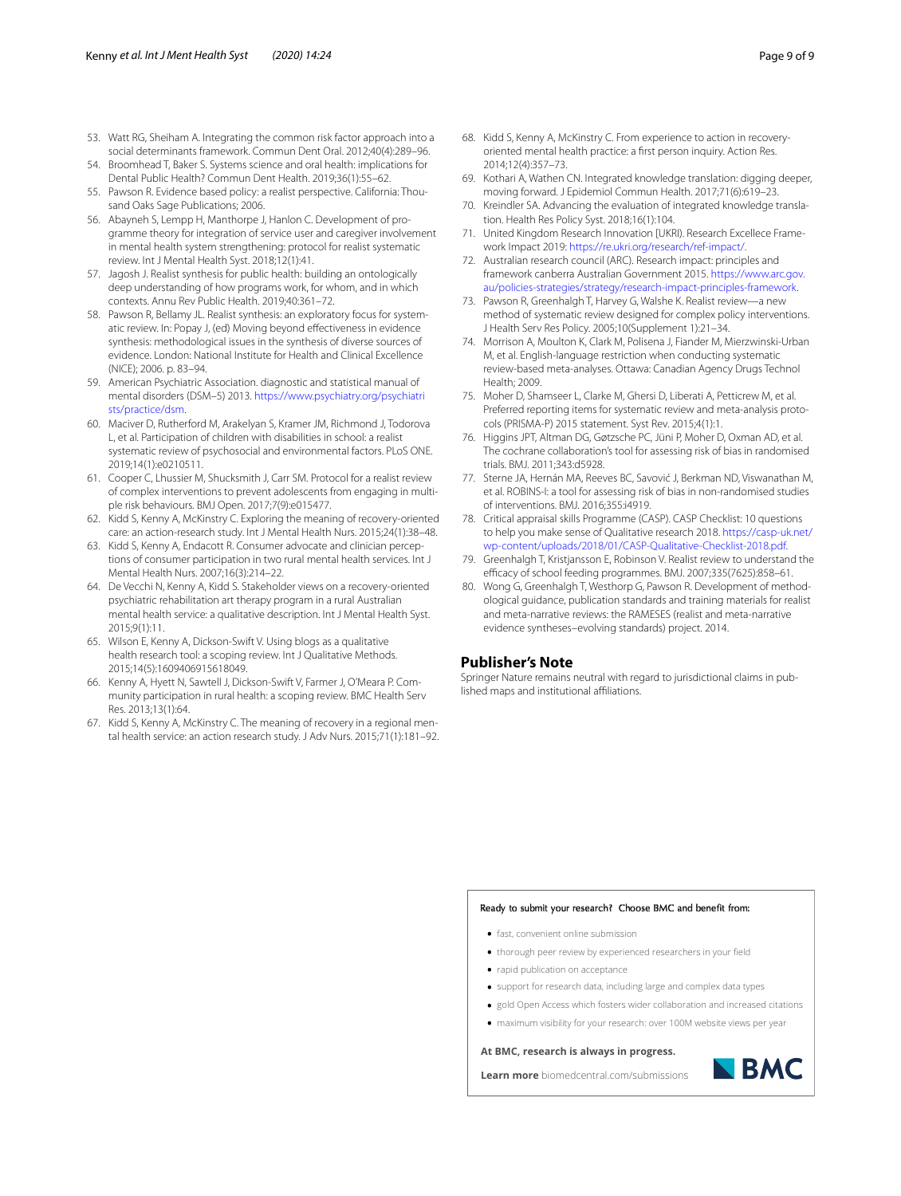53. Watt RG, Sheiham A. Integrating the common risk factor approach into a social determinants framework. Commun Dent Oral. 2012;40(4):289–96.
54. Broomhead T, Baker S. Systems science and oral health: implications for Dental Public Health? Commun Dent Health. 2019;36(1):55–62.
55. Pawson R. Evidence based policy: a realist perspective. California: Thousand Oaks Sage Publications; 2006.
56. Abayneh S, Lempp H, Manthorpe J, Hanlon C. Development of programme theory for integration of service user and caregiver involvement in mental health system strengthening: protocol for realist systematic review. Int J Mental Health Syst. 2018;12(1):41.
57. Jagosh J. Realist synthesis for public health: building an ontologically deep understanding of how programs work, for whom, and in which contexts. Annu Rev Public Health. 2019;40:361–72.
58. Pawson R, Bellamy JL. Realist synthesis: an exploratory focus for systematic review. In: Popay J, (ed) Moving beyond effectiveness in evidence synthesis: methodological issues in the synthesis of diverse sources of evidence. London: National Institute for Health and Clinical Excellence (NICE); 2006. p. 83–94.
59. American Psychiatric Association. diagnostic and statistical manual of mental disorders (DSM–5) 2013. https://www.psychiatry.org/psychiatrists/practice/dsm.
60. Maciver D, Rutherford M, Arakelyan S, Kramer JM, Richmond J, Todorova L, et al. Participation of children with disabilities in school: a realist systematic review of psychosocial and environmental factors. PLoS ONE. 2019;14(1):e0210511.
61. Cooper C, Lhussier M, Shucksmith J, Carr SM. Protocol for a realist review of complex interventions to prevent adolescents from engaging in multiple risk behaviours. BMJ Open. 2017;7(9):e015477.
62. Kidd S, Kenny A, McKinstry C. Exploring the meaning of recovery-oriented care: an action-research study. Int J Mental Health Nurs. 2015;24(1):38–48.
63. Kidd S, Kenny A, Endacott R. Consumer advocate and clinician perceptions of consumer participation in two rural mental health services. Int J Mental Health Nurs. 2007;16(3):214–22.
64. De Vecchi N, Kenny A, Kidd S. Stakeholder views on a recovery-oriented psychiatric rehabilitation art therapy program in a rural Australian mental health service: a qualitative description. Int J Mental Health Syst. 2015;9(1):11.
65. Wilson E, Kenny A, Dickson-Swift V. Using blogs as a qualitative health research tool: a scoping review. Int J Qualitative Methods. 2015;14(5):1609406915618049.
66. Kenny A, Hyett N, Sawtell J, Dickson-Swift V, Farmer J, O'Meara P. Community participation in rural health: a scoping review. BMC Health Serv Res. 2013;13(1):64.
67. Kidd S, Kenny A, McKinstry C. The meaning of recovery in a regional mental health service: an action research study. J Adv Nurs. 2015;71(1):181–92.
68. Kidd S, Kenny A, McKinstry C. From experience to action in recovery-oriented mental health practice: a first person inquiry. Action Res. 2014;12(4):357–73.
69. Kothari A, Wathen CN. Integrated knowledge translation: digging deeper, moving forward. J Epidemiol Commun Health. 2017;71(6):619–23.
70. Kreindler SA. Advancing the evaluation of integrated knowledge translation. Health Res Policy Syst. 2018;16(1):104.
71. United Kingdom Research Innovation [UKRI]. Research Excellece Framework Impact 2019: https://re.ukri.org/research/ref-impact/.
72. Australian research council (ARC). Research impact: principles and framework canberra Australian Government 2015. https://www.arc.gov.au/policies-strategies/strategy/research-impact-principles-framework.
73. Pawson R, Greenhalgh T, Harvey G, Walshe K. Realist review—a new method of systematic review designed for complex policy interventions. J Health Serv Res Policy. 2005;10(Supplement 1):21–34.
74. Morrison A, Moulton K, Clark M, Polisena J, Fiander M, Mierzwinski-Urban M, et al. English-language restriction when conducting systematic review-based meta-analyses. Ottawa: Canadian Agency Drugs Technol Health; 2009.
75. Moher D, Shamseer L, Clarke M, Ghersi D, Liberati A, Petticrew M, et al. Preferred reporting items for systematic review and meta-analysis protocols (PRISMA-P) 2015 statement. Syst Rev. 2015;4(1):1.
76. Higgins JPT, Altman DG, Gøtzsche PC, Jüni P, Moher D, Oxman AD, et al. The cochrane collaboration's tool for assessing risk of bias in randomised trials. BMJ. 2011;343:d5928.
77. Sterne JA, Hernán MA, Reeves BC, Savović J, Berkman ND, Viswanathan M, et al. ROBINS-I: a tool for assessing risk of bias in non-randomised studies of interventions. BMJ. 2016;355:i4919.
78. Critical appraisal skills Programme (CASP). CASP Checklist: 10 questions to help you make sense of Qualitative research 2018. https://casp-uk.net/wp-content/uploads/2018/01/CASP-Qualitative-Checklist-2018.pdf.
79. Greenhalgh T, Kristjansson E, Robinson V. Realist review to understand the efficacy of school feeding programmes. BMJ. 2007;335(7625):858–61.
80. Wong G, Greenhalgh T, Westhorp G, Pawson R. Development of methodological guidance, publication standards and training materials for realist and meta-narrative reviews: the RAMESES (realist and meta-narrative evidence syntheses–evolving standards) project. 2014.

## Publisher's Note

Springer Nature remains neutral with regard to jurisdictional claims in published maps and institutional affiliations.

Ready to submit your research? Choose BMC and benefit from:

- fast, convenient online submission
- thorough peer review by experienced researchers in your field
- rapid publication on acceptance
- support for research data, including large and complex data types
- gold Open Access which fosters wider collaboration and increased citations
- maximum visibility for your research: over 100M website views per year

**At BMC, research is always in progress.**

**Learn more** biomedcentral.com/submissions

BMC